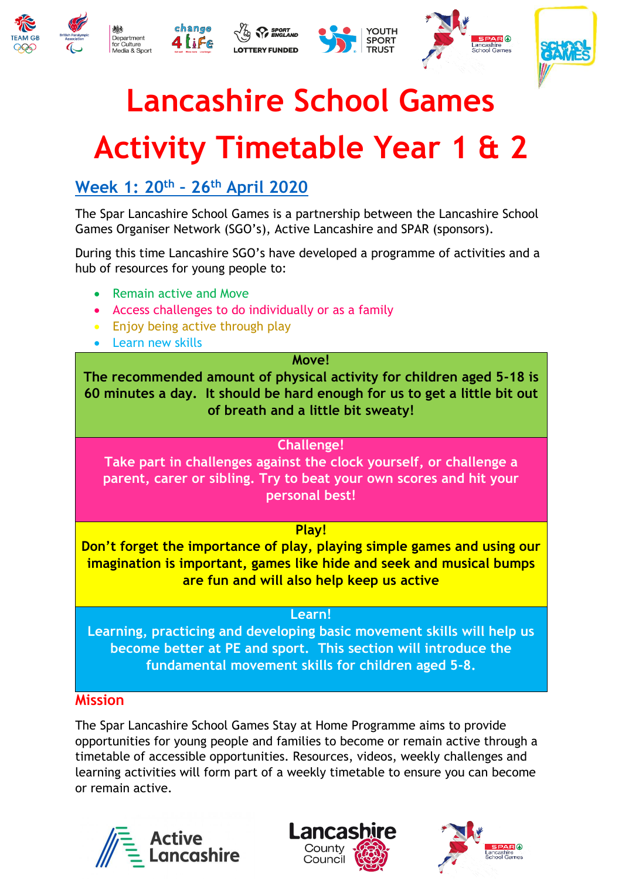# Lancashire School Games

# Activity Timetable Year 1 & 2

## Week 1: 20th – 26th April 2020

The Spar Lancashire School Games is a partnership between the Lancashire School Games Organiser Network (SGO's), Active Lancashire and SPAR (sponsors).

During this time Lancashire SGO's have developed a programme of activities and a hub of resources for young people to:

- Remain active and Move
- Access challenges to do individually or as a family
- Enjoy being active through play
- Learn new skills

**Move!**
**The recommended amount of physical activity for children aged 5-18 is 60 minutes a day. It should be hard enough for us to get a little bit out of breath and a little bit sweaty!**

**Challenge!**
**Take part in challenges against the clock yourself, or challenge a parent, carer or sibling. Try to beat your own scores and hit your personal best!**

**Play!**
**Don't forget the importance of play, playing simple games and using our imagination is important, games like hide and seek and musical bumps are fun and will also help keep us active**

**Learn!**
**Learning, practicing and developing basic movement skills will help us become better at PE and sport. This section will introduce the fundamental movement skills for children aged 5-8.**

### Mission

The Spar Lancashire School Games Stay at Home Programme aims to provide opportunities for young people and families to become or remain active through a timetable of accessible opportunities. Resources, videos, weekly challenges and learning activities will form part of a weekly timetable to ensure you can become or remain active.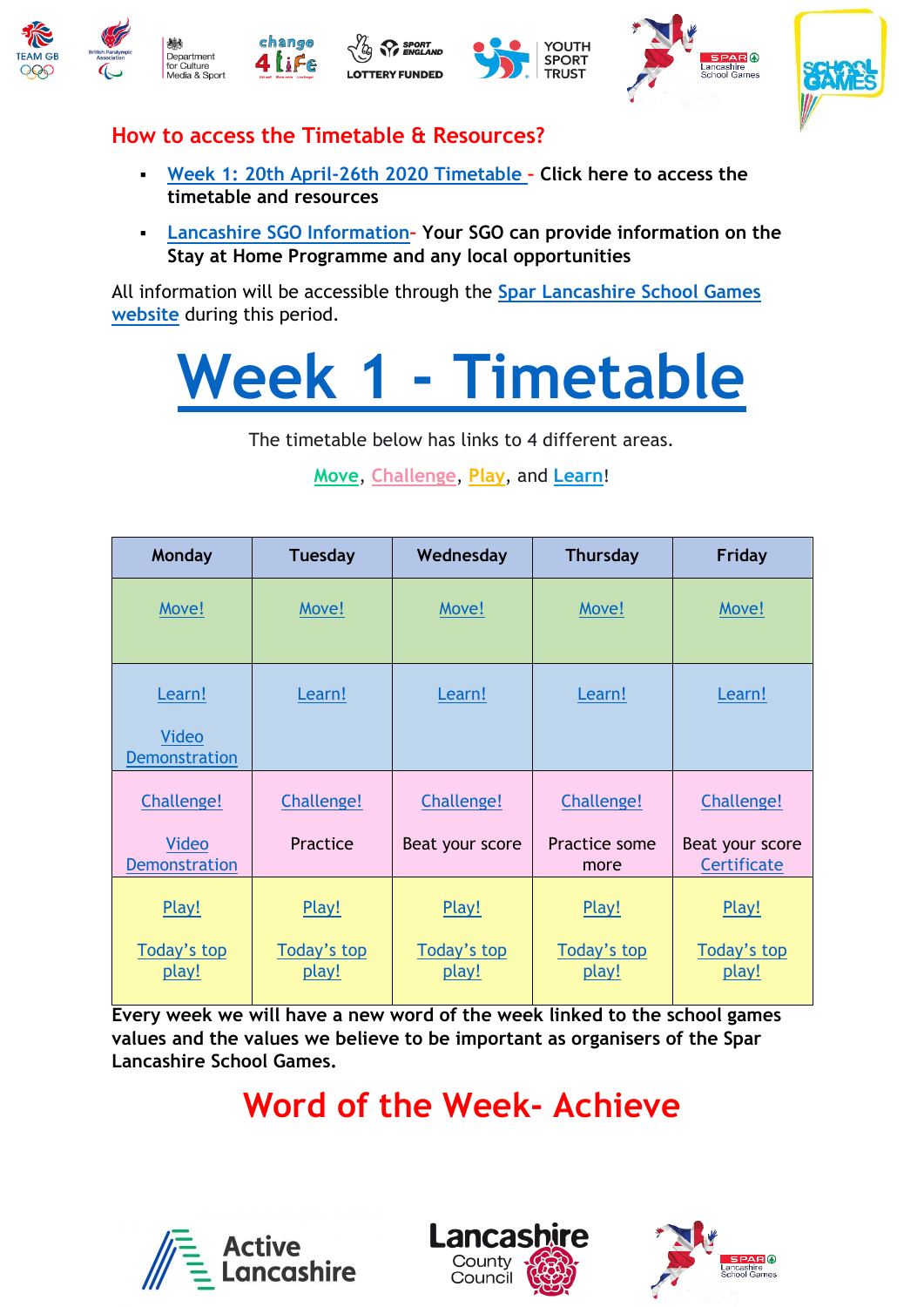## How to access the Timetable & Resources?

- Week 1: 20th April-26th 2020 Timetable – **Click here to access the timetable and resources**
- Lancashire SGO Information- **Your SGO can provide information on the Stay at Home Programme and any local opportunities**

All information will be accessible through the Spar Lancashire School Games website during this period.

# Week 1 - Timetable

The timetable below has links to 4 different areas.

Move, Challenge, Play, and Learn!

| Monday | Tuesday | Wednesday | Thursday | Friday |
|---|---|---|---|---|
| Move! | Move! | Move! | Move! | Move! |
| Learn! Video Demonstration | Learn! | Learn! | Learn! | Learn! |
| Challenge! Video Demonstration | Challenge! Practice | Challenge! Beat your score | Challenge! Practice some more | Challenge! Beat your score Certificate |
| Play! Today's top play! | Play! Today's top play! | Play! Today's top play! | Play! Today's top play! | Play! Today's top play! |

**Every week we will have a new word of the week linked to the school games values and the values we believe to be important as organisers of the Spar Lancashire School Games.**

## Word of the Week- Achieve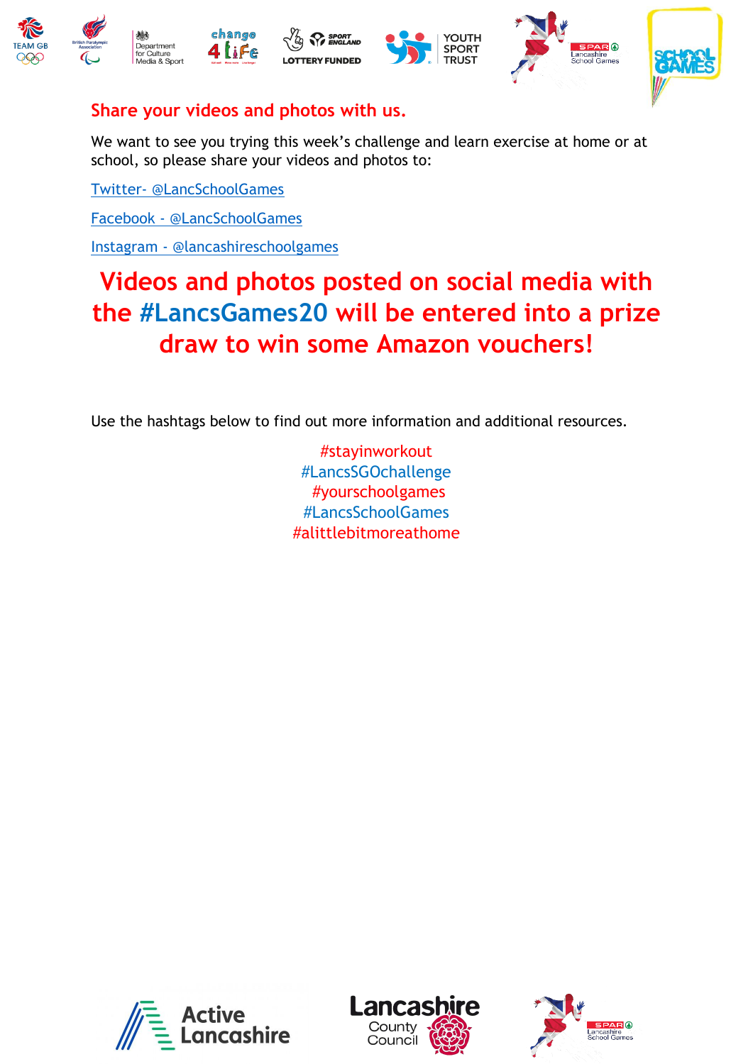## Share your videos and photos with us.

We want to see you trying this week's challenge and learn exercise at home or at school, so please share your videos and photos to:

Twitter- @LancSchoolGames

Facebook - @LancSchoolGames

Instagram - @lancashireschoolgames

# Videos and photos posted on social media with the #LancsGames20 will be entered into a prize draw to win some Amazon vouchers!

Use the hashtags below to find out more information and additional resources.

#stayinworkout
#LancsSGOchallenge
#yourschoolgames
#LancsSchoolGames
#alittlebitmoreathome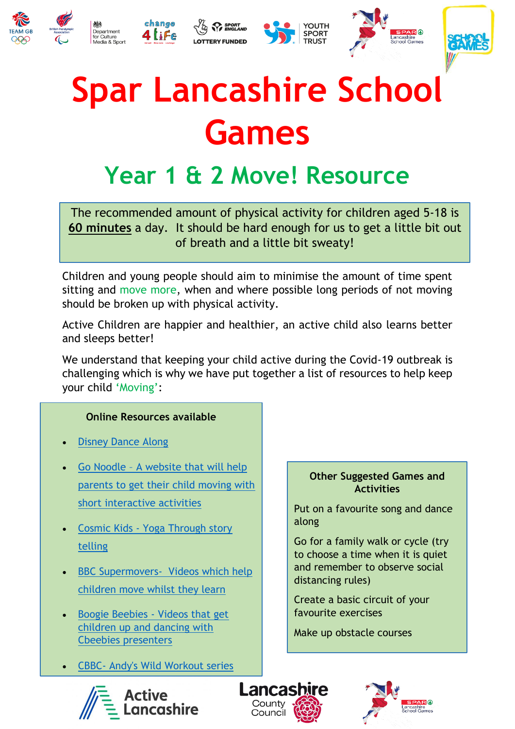# Spar Lancashire School Games

## Year 1 & 2 Move! Resource

The recommended amount of physical activity for children aged 5-18 is **60 minutes** a day. It should be hard enough for us to get a little bit out of breath and a little bit sweaty!

Children and young people should aim to minimise the amount of time spent sitting and move more, when and where possible long periods of not moving should be broken up with physical activity.

Active Children are happier and healthier, an active child also learns better and sleeps better!

We understand that keeping your child active during the Covid-19 outbreak is challenging which is why we have put together a list of resources to help keep your child 'Moving':

**Online Resources available**

- Disney Dance Along
- Go Noodle – A website that will help parents to get their child moving with short interactive activities
- Cosmic Kids - Yoga Through story telling
- BBC Supermovers- Videos which help children move whilst they learn
- Boogie Beebies - Videos that get children up and dancing with Cbeebies presenters
- CBBC- Andy's Wild Workout series

**Other Suggested Games and Activities**

Put on a favourite song and dance along

Go for a family walk or cycle (try to choose a time when it is quiet and remember to observe social distancing rules)

Create a basic circuit of your favourite exercises

Make up obstacle courses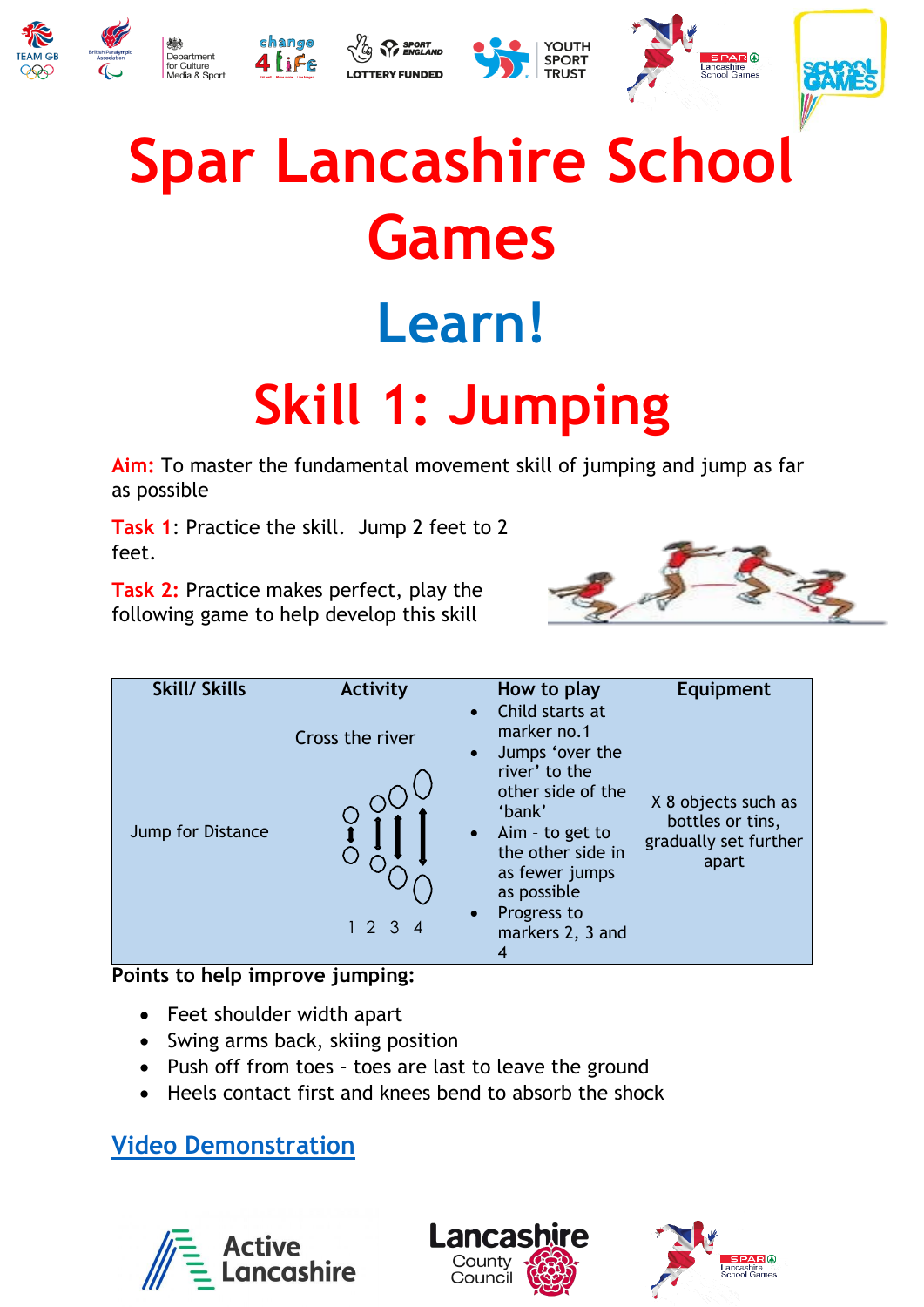# Spar Lancashire School Games

## Learn!

# Skill 1: Jumping

**Aim:** To master the fundamental movement skill of jumping and jump as far as possible

**Task 1**: Practice the skill. Jump 2 feet to 2 feet.

**Task 2:** Practice makes perfect, play the following game to help develop this skill

| Skill/ Skills | Activity | How to play | Equipment |
|---|---|---|---|
| Jump for Distance | Cross the river<br><br>1 2 3 4 | • Child starts at marker no.1<br>• Jumps 'over the river' to the other side of the 'bank'<br>• Aim – to get to the other side in as fewer jumps as possible<br>• Progress to markers 2, 3 and 4 | X 8 objects such as bottles or tins, gradually set further apart |

**Points to help improve jumping:**

- Feet shoulder width apart
- Swing arms back, skiing position
- Push off from toes – toes are last to leave the ground
- Heels contact first and knees bend to absorb the shock

Video Demonstration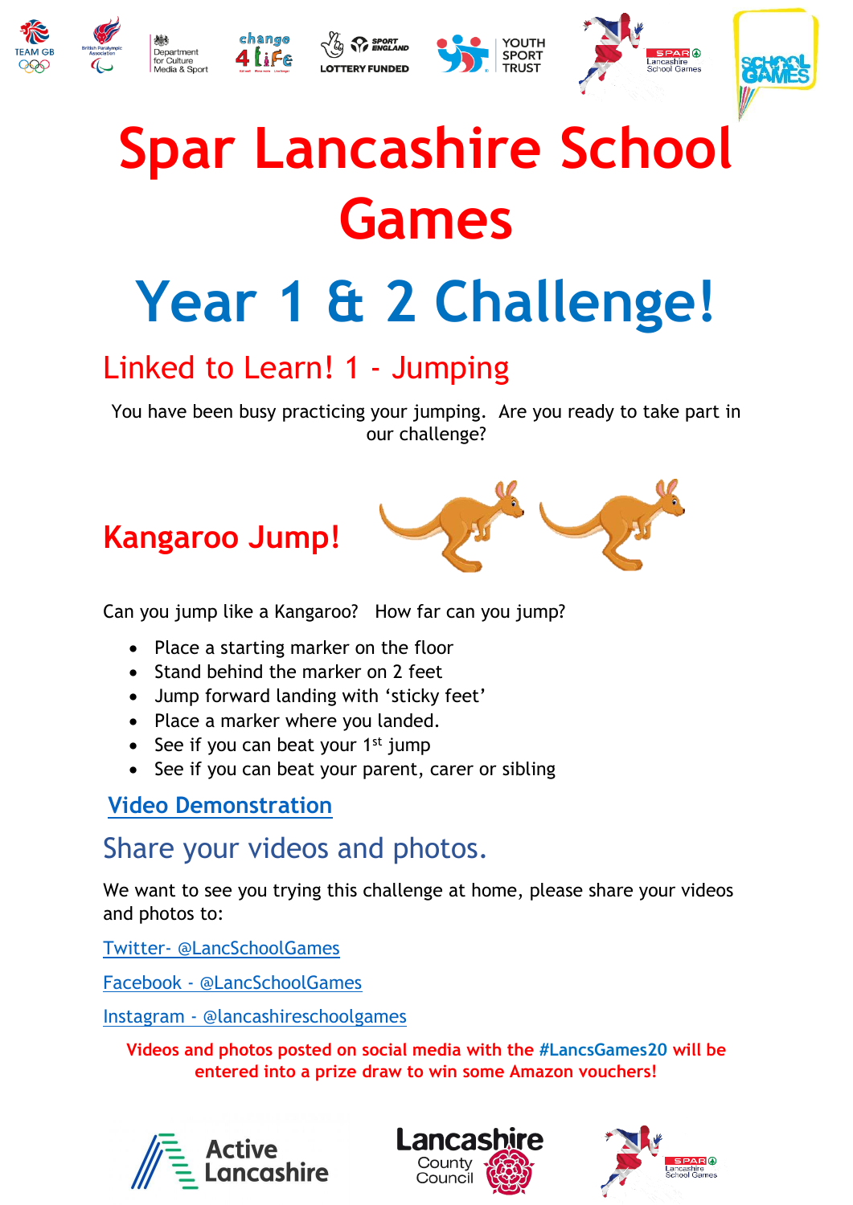# Spar Lancashire School Games

# Year 1 & 2 Challenge!

## Linked to Learn! 1 - Jumping

You have been busy practicing your jumping. Are you ready to take part in our challenge?

## Kangaroo Jump!

Can you jump like a Kangaroo? How far can you jump?

- Place a starting marker on the floor
- Stand behind the marker on 2 feet
- Jump forward landing with 'sticky feet'
- Place a marker where you landed.
- See if you can beat your 1st jump
- See if you can beat your parent, carer or sibling

**Video Demonstration**

## Share your videos and photos.

We want to see you trying this challenge at home, please share your videos and photos to:

Twitter- @LancSchoolGames

Facebook - @LancSchoolGames

Instagram - @lancashireschoolgames

**Videos and photos posted on social media with the #LancsGames20 will be entered into a prize draw to win some Amazon vouchers!**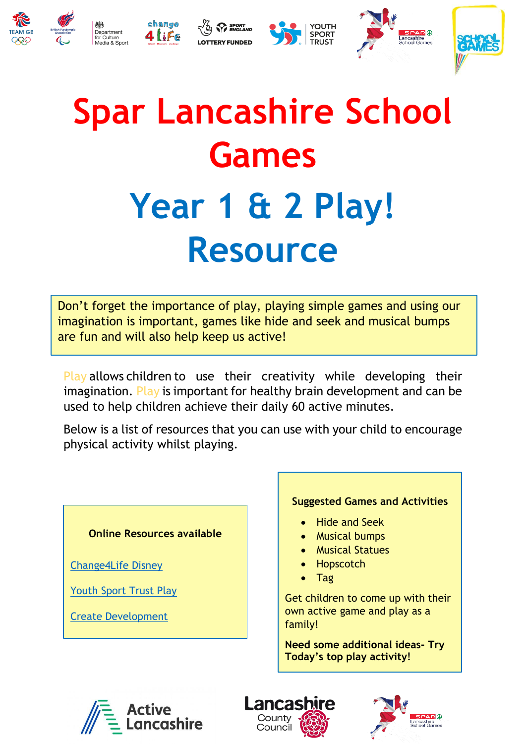# Spar Lancashire School Games

# Year 1 & 2 Play! Resource

Don't forget the importance of play, playing simple games and using our imagination is important, games like hide and seek and musical bumps are fun and will also help keep us active!

Play allows children to use their creativity while developing their imagination. Play is important for healthy brain development and can be used to help children achieve their daily 60 active minutes.

Below is a list of resources that you can use with your child to encourage physical activity whilst playing.

**Online Resources available**

Change4Life Disney

Youth Sport Trust Play

Create Development

**Suggested Games and Activities**

- Hide and Seek
- Musical bumps
- Musical Statues
- Hopscotch
- Tag

Get children to come up with their own active game and play as a family!

**Need some additional ideas- Try Today's top play activity!**